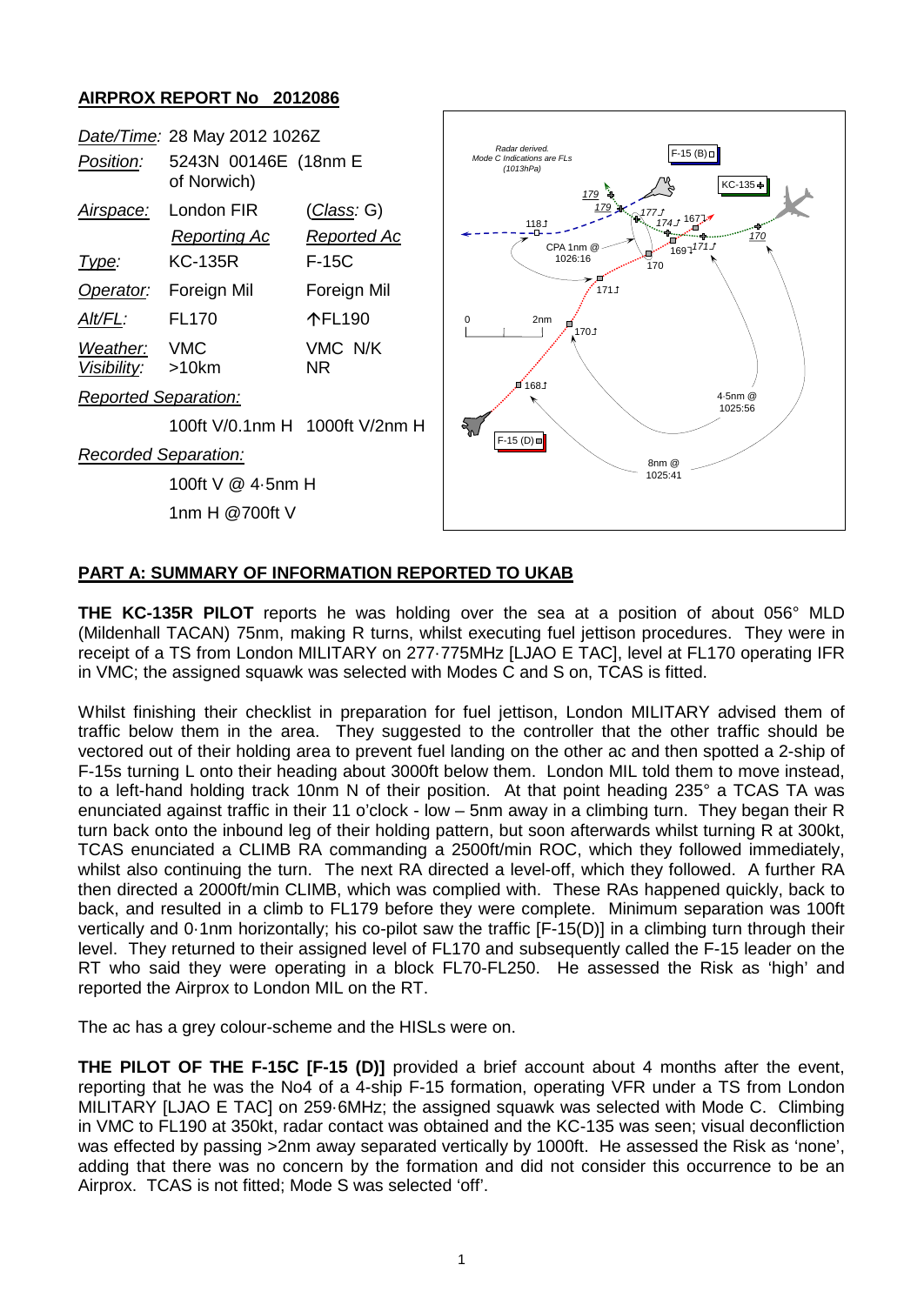## AIRPROX REPORT No 2012086

*Date/Time:* 28 May 2012 1026Z

*Position:* 5243N 00146E (18nm E of Norwich)

*Airspace:* London FIR (*Class*: G)

| | *Reporting Ac* | *Reported Ac* |
|---|---|---|
| *Type*: | KC-135R | F-15C |
| *Operator*: | Foreign Mil | Foreign Mil |
| *Alt/FL*: | FL170 | ↑FL190 |
| *Weather*: | VMC | VMC N/K |
| *Visibility*: | >10km | NR |

*Reported Separation:*

100ft V/0.1nm H 1000ft V/2nm H

*Recorded Separation:*

100ft V @ 4·5nm H

1nm H @700ft V

## PART A: SUMMARY OF INFORMATION REPORTED TO UKAB

**THE KC-135R PILOT** reports he was holding over the sea at a position of about 056° MLD (Mildenhall TACAN) 75nm, making R turns, whilst executing fuel jettison procedures. They were in receipt of a TS from London MILITARY on 277·775MHz [LJAO E TAC], level at FL170 operating IFR in VMC; the assigned squawk was selected with Modes C and S on, TCAS is fitted.

Whilst finishing their checklist in preparation for fuel jettison, London MILITARY advised them of traffic below them in the area. They suggested to the controller that the other traffic should be vectored out of their holding area to prevent fuel landing on the other ac and then spotted a 2-ship of F-15s turning L onto their heading about 3000ft below them. London MIL told them to move instead, to a left-hand holding track 10nm N of their position. At that point heading 235° a TCAS TA was enunciated against traffic in their 11 o'clock - low – 5nm away in a climbing turn. They began their R turn back onto the inbound leg of their holding pattern, but soon afterwards whilst turning R at 300kt, TCAS enunciated a CLIMB RA commanding a 2500ft/min ROC, which they followed immediately, whilst also continuing the turn. The next RA directed a level-off, which they followed. A further RA then directed a 2000ft/min CLIMB, which was complied with. These RAs happened quickly, back to back, and resulted in a climb to FL179 before they were complete. Minimum separation was 100ft vertically and 0·1nm horizontally; his co-pilot saw the traffic [F-15(D)] in a climbing turn through their level. They returned to their assigned level of FL170 and subsequently called the F-15 leader on the RT who said they were operating in a block FL70-FL250. He assessed the Risk as 'high' and reported the Airprox to London MIL on the RT.

The ac has a grey colour-scheme and the HISLs were on.

**THE PILOT OF THE F-15C [F-15 (D)]** provided a brief account about 4 months after the event, reporting that he was the No4 of a 4-ship F-15 formation, operating VFR under a TS from London MILITARY [LJAO E TAC] on 259·6MHz; the assigned squawk was selected with Mode C. Climbing in VMC to FL190 at 350kt, radar contact was obtained and the KC-135 was seen; visual deconfliction was effected by passing >2nm away separated vertically by 1000ft. He assessed the Risk as 'none', adding that there was no concern by the formation and did not consider this occurrence to be an Airprox. TCAS is not fitted; Mode S was selected 'off'.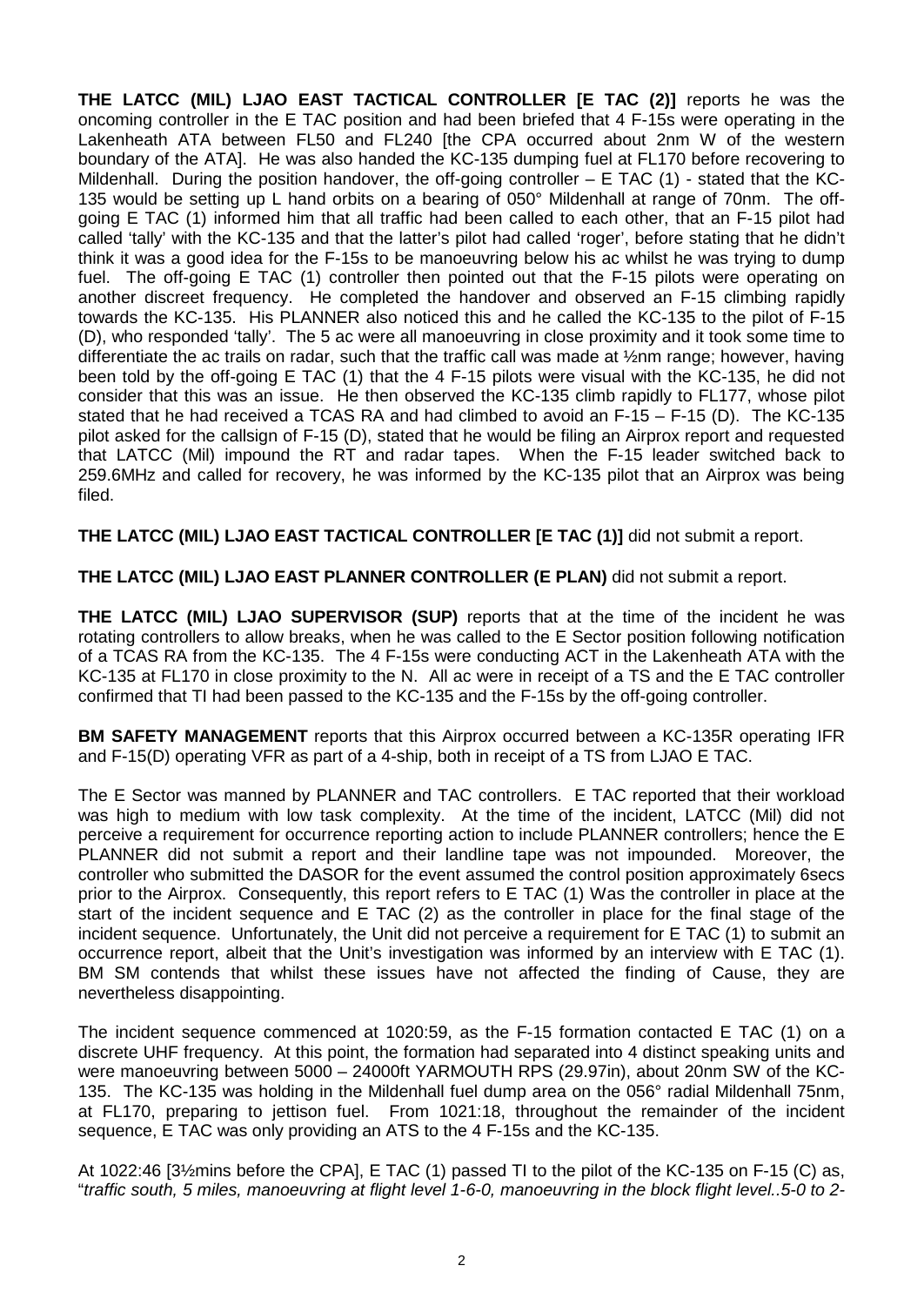**THE LATCC (MIL) LJAO EAST TACTICAL CONTROLLER [E TAC (2)]** reports he was the oncoming controller in the E TAC position and had been briefed that 4 F-15s were operating in the Lakenheath ATA between FL50 and FL240 [the CPA occurred about 2nm W of the western boundary of the ATA]. He was also handed the KC-135 dumping fuel at FL170 before recovering to Mildenhall. During the position handover, the off-going controller – E TAC (1) - stated that the KC-135 would be setting up L hand orbits on a bearing of 050° Mildenhall at range of 70nm. The off-going E TAC (1) informed him that all traffic had been called to each other, that an F-15 pilot had called 'tally' with the KC-135 and that the latter's pilot had called 'roger', before stating that he didn't think it was a good idea for the F-15s to be manoeuvring below his ac whilst he was trying to dump fuel. The off-going E TAC (1) controller then pointed out that the F-15 pilots were operating on another discreet frequency. He completed the handover and observed an F-15 climbing rapidly towards the KC-135. His PLANNER also noticed this and he called the KC-135 to the pilot of F-15 (D), who responded 'tally'. The 5 ac were all manoeuvring in close proximity and it took some time to differentiate the ac trails on radar, such that the traffic call was made at ½nm range; however, having been told by the off-going E TAC (1) that the 4 F-15 pilots were visual with the KC-135, he did not consider that this was an issue. He then observed the KC-135 climb rapidly to FL177, whose pilot stated that he had received a TCAS RA and had climbed to avoid an F-15 – F-15 (D). The KC-135 pilot asked for the callsign of F-15 (D), stated that he would be filing an Airprox report and requested that LATCC (Mil) impound the RT and radar tapes. When the F-15 leader switched back to 259.6MHz and called for recovery, he was informed by the KC-135 pilot that an Airprox was being filed.

**THE LATCC (MIL) LJAO EAST TACTICAL CONTROLLER [E TAC (1)]** did not submit a report.

**THE LATCC (MIL) LJAO EAST PLANNER CONTROLLER (E PLAN)** did not submit a report.

**THE LATCC (MIL) LJAO SUPERVISOR (SUP)** reports that at the time of the incident he was rotating controllers to allow breaks, when he was called to the E Sector position following notification of a TCAS RA from the KC-135. The 4 F-15s were conducting ACT in the Lakenheath ATA with the KC-135 at FL170 in close proximity to the N. All ac were in receipt of a TS and the E TAC controller confirmed that TI had been passed to the KC-135 and the F-15s by the off-going controller.

**BM SAFETY MANAGEMENT** reports that this Airprox occurred between a KC-135R operating IFR and F-15(D) operating VFR as part of a 4-ship, both in receipt of a TS from LJAO E TAC.

The E Sector was manned by PLANNER and TAC controllers. E TAC reported that their workload was high to medium with low task complexity. At the time of the incident, LATCC (Mil) did not perceive a requirement for occurrence reporting action to include PLANNER controllers; hence the E PLANNER did not submit a report and their landline tape was not impounded. Moreover, the controller who submitted the DASOR for the event assumed the control position approximately 6secs prior to the Airprox. Consequently, this report refers to E TAC (1) Was the controller in place at the start of the incident sequence and E TAC (2) as the controller in place for the final stage of the incident sequence. Unfortunately, the Unit did not perceive a requirement for E TAC (1) to submit an occurrence report, albeit that the Unit's investigation was informed by an interview with E TAC (1). BM SM contends that whilst these issues have not affected the finding of Cause, they are nevertheless disappointing.

The incident sequence commenced at 1020:59, as the F-15 formation contacted E TAC (1) on a discrete UHF frequency. At this point, the formation had separated into 4 distinct speaking units and were manoeuvring between 5000 – 24000ft YARMOUTH RPS (29.97in), about 20nm SW of the KC-135. The KC-135 was holding in the Mildenhall fuel dump area on the 056° radial Mildenhall 75nm, at FL170, preparing to jettison fuel. From 1021:18, throughout the remainder of the incident sequence, E TAC was only providing an ATS to the 4 F-15s and the KC-135.

At 1022:46 [3½mins before the CPA], E TAC (1) passed TI to the pilot of the KC-135 on F-15 (C) as, "*traffic south, 5 miles, manoeuvring at flight level 1-6-0, manoeuvring in the block flight level..5-0 to 2-*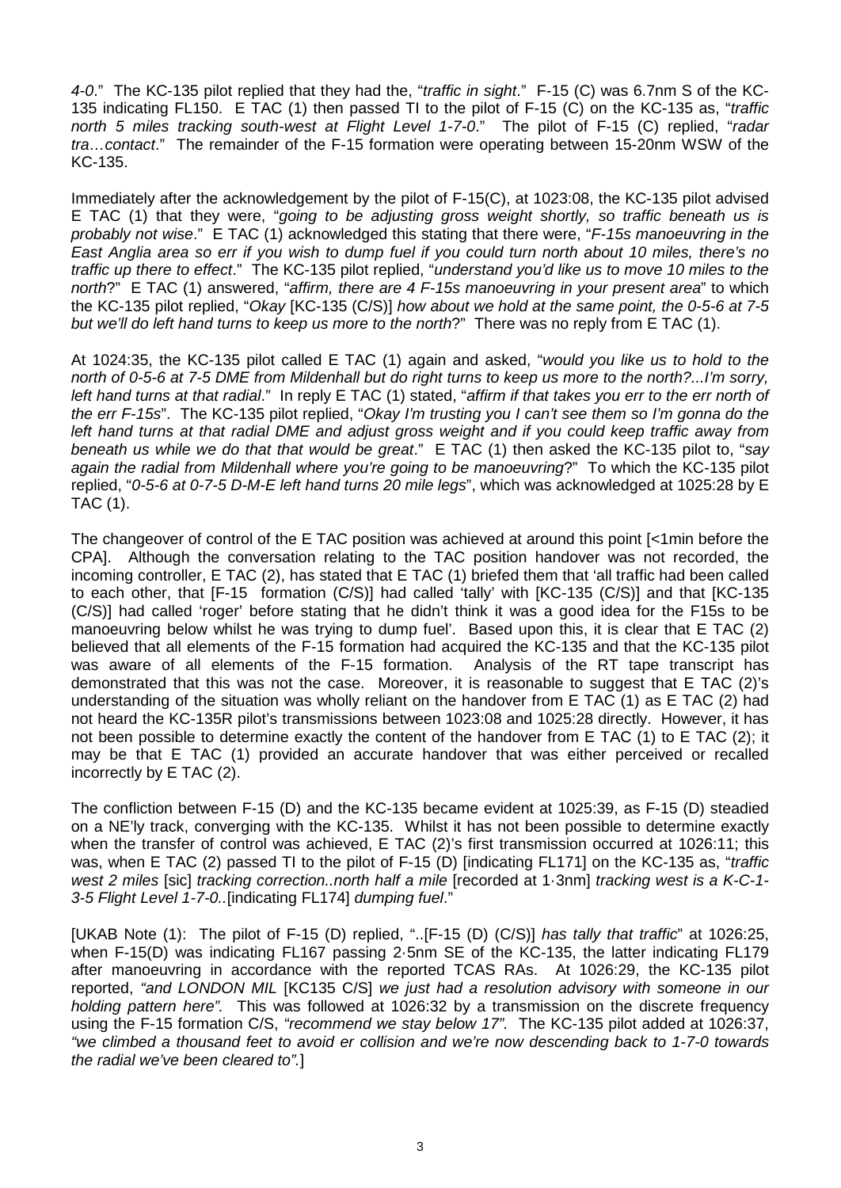4-0." The KC-135 pilot replied that they had the, "*traffic in sight*." F-15 (C) was 6.7nm S of the KC-135 indicating FL150. E TAC (1) then passed TI to the pilot of F-15 (C) on the KC-135 as, "*traffic north 5 miles tracking south-west at Flight Level 1-7-0*." The pilot of F-15 (C) replied, "*radar tra…contact*." The remainder of the F-15 formation were operating between 15-20nm WSW of the KC-135.

Immediately after the acknowledgement by the pilot of F-15(C), at 1023:08, the KC-135 pilot advised E TAC (1) that they were, "*going to be adjusting gross weight shortly, so traffic beneath us is probably not wise*." E TAC (1) acknowledged this stating that there were, "*F-15s manoeuvring in the East Anglia area so err if you wish to dump fuel if you could turn north about 10 miles, there's no traffic up there to effect*." The KC-135 pilot replied, "*understand you'd like us to move 10 miles to the north*?" E TAC (1) answered, "*affirm, there are 4 F-15s manoeuvring in your present area*" to which the KC-135 pilot replied, "*Okay* [KC-135 (C/S)] *how about we hold at the same point, the 0-5-6 at 7-5 but we'll do left hand turns to keep us more to the north*?" There was no reply from E TAC (1).

At 1024:35, the KC-135 pilot called E TAC (1) again and asked, "*would you like us to hold to the north of 0-5-6 at 7-5 DME from Mildenhall but do right turns to keep us more to the north?...I'm sorry, left hand turns at that radial*." In reply E TAC (1) stated, "*affirm if that takes you err to the err north of the err F-15s*". The KC-135 pilot replied, "*Okay I'm trusting you I can't see them so I'm gonna do the left hand turns at that radial DME and adjust gross weight and if you could keep traffic away from beneath us while we do that that would be great*." E TAC (1) then asked the KC-135 pilot to, "*say again the radial from Mildenhall where you're going to be manoeuvring*?" To which the KC-135 pilot replied, "*0-5-6 at 0-7-5 D-M-E left hand turns 20 mile legs*", which was acknowledged at 1025:28 by E TAC (1).

The changeover of control of the E TAC position was achieved at around this point [<1min before the CPA]. Although the conversation relating to the TAC position handover was not recorded, the incoming controller, E TAC (2), has stated that E TAC (1) briefed them that 'all traffic had been called to each other, that [F-15 formation (C/S)] had called 'tally' with [KC-135 (C/S)] and that [KC-135 (C/S)] had called 'roger' before stating that he didn't think it was a good idea for the F15s to be manoeuvring below whilst he was trying to dump fuel'. Based upon this, it is clear that E TAC (2) believed that all elements of the F-15 formation had acquired the KC-135 and that the KC-135 pilot was aware of all elements of the F-15 formation. Analysis of the RT tape transcript has demonstrated that this was not the case. Moreover, it is reasonable to suggest that E TAC (2)'s understanding of the situation was wholly reliant on the handover from E TAC (1) as E TAC (2) had not heard the KC-135R pilot's transmissions between 1023:08 and 1025:28 directly. However, it has not been possible to determine exactly the content of the handover from E TAC (1) to E TAC (2); it may be that E TAC (1) provided an accurate handover that was either perceived or recalled incorrectly by E TAC (2).

The confliction between F-15 (D) and the KC-135 became evident at 1025:39, as F-15 (D) steadied on a NE'ly track, converging with the KC-135. Whilst it has not been possible to determine exactly when the transfer of control was achieved, E TAC (2)'s first transmission occurred at 1026:11; this was, when E TAC (2) passed TI to the pilot of F-15 (D) [indicating FL171] on the KC-135 as, "*traffic west 2 miles* [sic] *tracking correction..north half a mile* [recorded at 1·3nm] *tracking west is a K-C-1-3-5 Flight Level 1-7-0..*[indicating FL174] *dumping fuel*."

[UKAB Note (1): The pilot of F-15 (D) replied, "..[F-15 (D) (C/S)] *has tally that traffic*" at 1026:25, when F-15(D) was indicating FL167 passing 2·5nm SE of the KC-135, the latter indicating FL179 after manoeuvring in accordance with the reported TCAS RAs. At 1026:29, the KC-135 pilot reported, *"and LONDON MIL* [KC135 C/S] *we just had a resolution advisory with someone in our holding pattern here"*. This was followed at 1026:32 by a transmission on the discrete frequency using the F-15 formation C/S, *"recommend we stay below 17"*. The KC-135 pilot added at 1026:37, *"we climbed a thousand feet to avoid er collision and we're now descending back to 1-7-0 towards the radial we've been cleared to".*]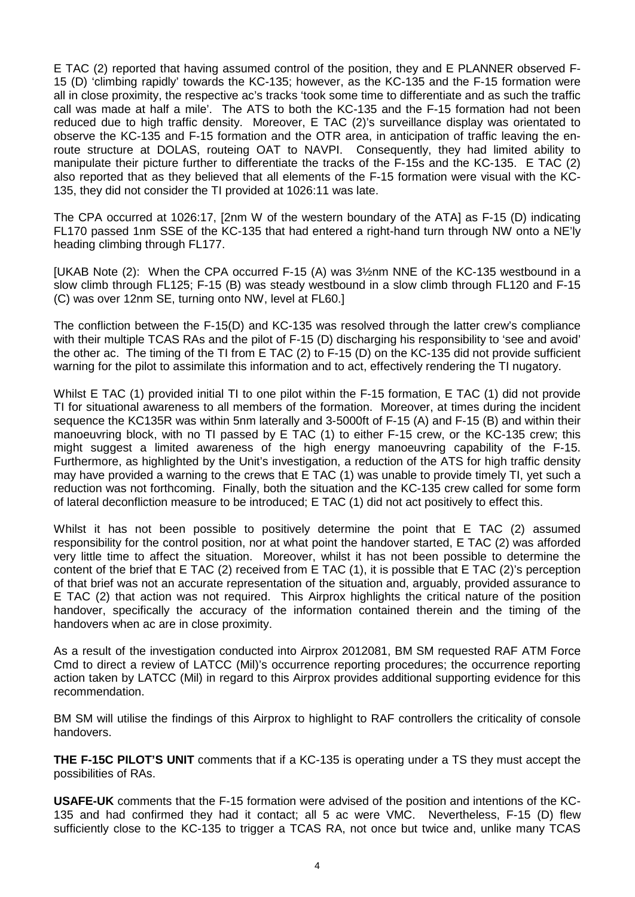E TAC (2) reported that having assumed control of the position, they and E PLANNER observed F-15 (D) 'climbing rapidly' towards the KC-135; however, as the KC-135 and the F-15 formation were all in close proximity, the respective ac's tracks 'took some time to differentiate and as such the traffic call was made at half a mile'. The ATS to both the KC-135 and the F-15 formation had not been reduced due to high traffic density. Moreover, E TAC (2)'s surveillance display was orientated to observe the KC-135 and F-15 formation and the OTR area, in anticipation of traffic leaving the en-route structure at DOLAS, routeing OAT to NAVPI. Consequently, they had limited ability to manipulate their picture further to differentiate the tracks of the F-15s and the KC-135. E TAC (2) also reported that as they believed that all elements of the F-15 formation were visual with the KC-135, they did not consider the TI provided at 1026:11 was late.

The CPA occurred at 1026:17, [2nm W of the western boundary of the ATA] as F-15 (D) indicating FL170 passed 1nm SSE of the KC-135 that had entered a right-hand turn through NW onto a NE'ly heading climbing through FL177.

[UKAB Note (2): When the CPA occurred F-15 (A) was 3½nm NNE of the KC-135 westbound in a slow climb through FL125; F-15 (B) was steady westbound in a slow climb through FL120 and F-15 (C) was over 12nm SE, turning onto NW, level at FL60.]

The confliction between the F-15(D) and KC-135 was resolved through the latter crew's compliance with their multiple TCAS RAs and the pilot of F-15 (D) discharging his responsibility to 'see and avoid' the other ac. The timing of the TI from E TAC (2) to F-15 (D) on the KC-135 did not provide sufficient warning for the pilot to assimilate this information and to act, effectively rendering the TI nugatory.

Whilst E TAC (1) provided initial TI to one pilot within the F-15 formation, E TAC (1) did not provide TI for situational awareness to all members of the formation. Moreover, at times during the incident sequence the KC135R was within 5nm laterally and 3-5000ft of F-15 (A) and F-15 (B) and within their manoeuvring block, with no TI passed by E TAC (1) to either F-15 crew, or the KC-135 crew; this might suggest a limited awareness of the high energy manoeuvring capability of the F-15. Furthermore, as highlighted by the Unit's investigation, a reduction of the ATS for high traffic density may have provided a warning to the crews that E TAC (1) was unable to provide timely TI, yet such a reduction was not forthcoming. Finally, both the situation and the KC-135 crew called for some form of lateral deconfliction measure to be introduced; E TAC (1) did not act positively to effect this.

Whilst it has not been possible to positively determine the point that E TAC (2) assumed responsibility for the control position, nor at what point the handover started, E TAC (2) was afforded very little time to affect the situation. Moreover, whilst it has not been possible to determine the content of the brief that E TAC (2) received from E TAC (1), it is possible that E TAC (2)'s perception of that brief was not an accurate representation of the situation and, arguably, provided assurance to E TAC (2) that action was not required. This Airprox highlights the critical nature of the position handover, specifically the accuracy of the information contained therein and the timing of the handovers when ac are in close proximity.

As a result of the investigation conducted into Airprox 2012081, BM SM requested RAF ATM Force Cmd to direct a review of LATCC (Mil)'s occurrence reporting procedures; the occurrence reporting action taken by LATCC (Mil) in regard to this Airprox provides additional supporting evidence for this recommendation.

BM SM will utilise the findings of this Airprox to highlight to RAF controllers the criticality of console handovers.

**THE F-15C PILOT'S UNIT** comments that if a KC-135 is operating under a TS they must accept the possibilities of RAs.

**USAFE-UK** comments that the F-15 formation were advised of the position and intentions of the KC-135 and had confirmed they had it contact; all 5 ac were VMC. Nevertheless, F-15 (D) flew sufficiently close to the KC-135 to trigger a TCAS RA, not once but twice and, unlike many TCAS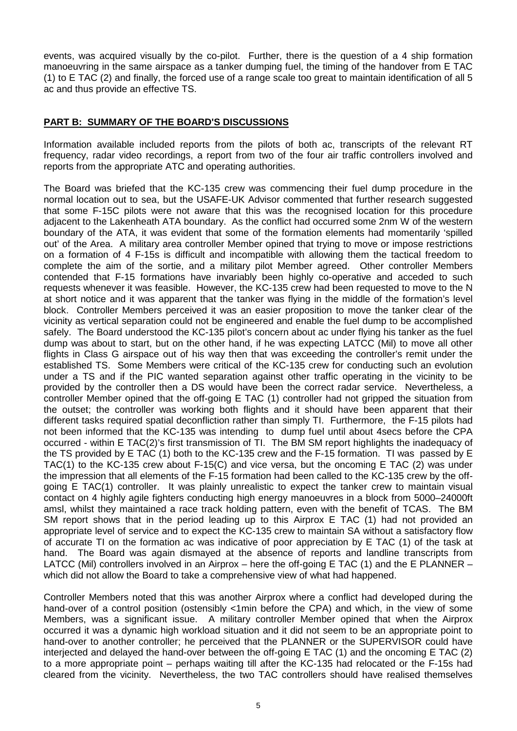events, was acquired visually by the co-pilot. Further, there is the question of a 4 ship formation manoeuvring in the same airspace as a tanker dumping fuel, the timing of the handover from E TAC (1) to E TAC (2) and finally, the forced use of a range scale too great to maintain identification of all 5 ac and thus provide an effective TS.

## PART B: SUMMARY OF THE BOARD'S DISCUSSIONS

Information available included reports from the pilots of both ac, transcripts of the relevant RT frequency, radar video recordings, a report from two of the four air traffic controllers involved and reports from the appropriate ATC and operating authorities.

The Board was briefed that the KC-135 crew was commencing their fuel dump procedure in the normal location out to sea, but the USAFE-UK Advisor commented that further research suggested that some F-15C pilots were not aware that this was the recognised location for this procedure adjacent to the Lakenheath ATA boundary. As the conflict had occurred some 2nm W of the western boundary of the ATA, it was evident that some of the formation elements had momentarily 'spilled out' of the Area. A military area controller Member opined that trying to move or impose restrictions on a formation of 4 F-15s is difficult and incompatible with allowing them the tactical freedom to complete the aim of the sortie, and a military pilot Member agreed. Other controller Members contended that F-15 formations have invariably been highly co-operative and acceded to such requests whenever it was feasible. However, the KC-135 crew had been requested to move to the N at short notice and it was apparent that the tanker was flying in the middle of the formation's level block. Controller Members perceived it was an easier proposition to move the tanker clear of the vicinity as vertical separation could not be engineered and enable the fuel dump to be accomplished safely. The Board understood the KC-135 pilot's concern about ac under flying his tanker as the fuel dump was about to start, but on the other hand, if he was expecting LATCC (Mil) to move all other flights in Class G airspace out of his way then that was exceeding the controller's remit under the established TS. Some Members were critical of the KC-135 crew for conducting such an evolution under a TS and if the PIC wanted separation against other traffic operating in the vicinity to be provided by the controller then a DS would have been the correct radar service. Nevertheless, a controller Member opined that the off-going E TAC (1) controller had not gripped the situation from the outset; the controller was working both flights and it should have been apparent that their different tasks required spatial deconfliction rather than simply TI. Furthermore, the F-15 pilots had not been informed that the KC-135 was intending to dump fuel until about 4secs before the CPA occurred - within E TAC(2)'s first transmission of TI. The BM SM report highlights the inadequacy of the TS provided by E TAC (1) both to the KC-135 crew and the F-15 formation. TI was passed by E TAC(1) to the KC-135 crew about F-15(C) and vice versa, but the oncoming E TAC (2) was under the impression that all elements of the F-15 formation had been called to the KC-135 crew by the off-going E TAC(1) controller. It was plainly unrealistic to expect the tanker crew to maintain visual contact on 4 highly agile fighters conducting high energy manoeuvres in a block from 5000–24000ft amsl, whilst they maintained a race track holding pattern, even with the benefit of TCAS. The BM SM report shows that in the period leading up to this Airprox E TAC (1) had not provided an appropriate level of service and to expect the KC-135 crew to maintain SA without a satisfactory flow of accurate TI on the formation ac was indicative of poor appreciation by E TAC (1) of the task at hand. The Board was again dismayed at the absence of reports and landline transcripts from LATCC (Mil) controllers involved in an Airprox – here the off-going E TAC (1) and the E PLANNER – which did not allow the Board to take a comprehensive view of what had happened.

Controller Members noted that this was another Airprox where a conflict had developed during the hand-over of a control position (ostensibly <1min before the CPA) and which, in the view of some Members, was a significant issue. A military controller Member opined that when the Airprox occurred it was a dynamic high workload situation and it did not seem to be an appropriate point to hand-over to another controller; he perceived that the PLANNER or the SUPERVISOR could have interjected and delayed the hand-over between the off-going E TAC (1) and the oncoming E TAC (2) to a more appropriate point – perhaps waiting till after the KC-135 had relocated or the F-15s had cleared from the vicinity. Nevertheless, the two TAC controllers should have realised themselves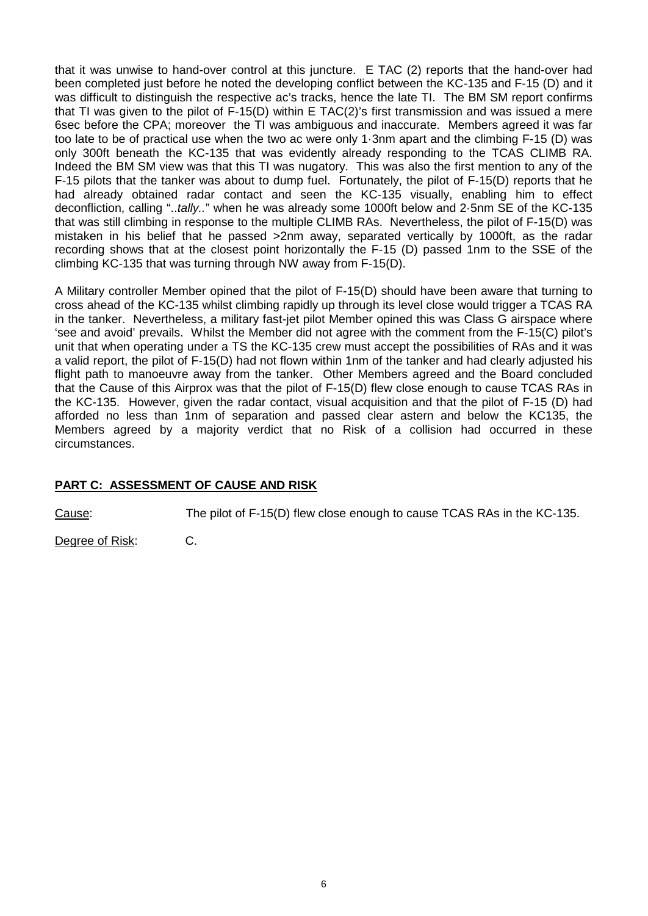that it was unwise to hand-over control at this juncture. E TAC (2) reports that the hand-over had been completed just before he noted the developing conflict between the KC-135 and F-15 (D) and it was difficult to distinguish the respective ac's tracks, hence the late TI. The BM SM report confirms that TI was given to the pilot of F-15(D) within E TAC(2)'s first transmission and was issued a mere 6sec before the CPA; moreover the TI was ambiguous and inaccurate. Members agreed it was far too late to be of practical use when the two ac were only 1·3nm apart and the climbing F-15 (D) was only 300ft beneath the KC-135 that was evidently already responding to the TCAS CLIMB RA. Indeed the BM SM view was that this TI was nugatory. This was also the first mention to any of the F-15 pilots that the tanker was about to dump fuel. Fortunately, the pilot of F-15(D) reports that he had already obtained radar contact and seen the KC-135 visually, enabling him to effect deconfliction, calling "..*tally*.." when he was already some 1000ft below and 2·5nm SE of the KC-135 that was still climbing in response to the multiple CLIMB RAs. Nevertheless, the pilot of F-15(D) was mistaken in his belief that he passed >2nm away, separated vertically by 1000ft, as the radar recording shows that at the closest point horizontally the F-15 (D) passed 1nm to the SSE of the climbing KC-135 that was turning through NW away from F-15(D).

A Military controller Member opined that the pilot of F-15(D) should have been aware that turning to cross ahead of the KC-135 whilst climbing rapidly up through its level close would trigger a TCAS RA in the tanker. Nevertheless, a military fast-jet pilot Member opined this was Class G airspace where 'see and avoid' prevails. Whilst the Member did not agree with the comment from the F-15(C) pilot's unit that when operating under a TS the KC-135 crew must accept the possibilities of RAs and it was a valid report, the pilot of F-15(D) had not flown within 1nm of the tanker and had clearly adjusted his flight path to manoeuvre away from the tanker. Other Members agreed and the Board concluded that the Cause of this Airprox was that the pilot of F-15(D) flew close enough to cause TCAS RAs in the KC-135. However, given the radar contact, visual acquisition and that the pilot of F-15 (D) had afforded no less than 1nm of separation and passed clear astern and below the KC135, the Members agreed by a majority verdict that no Risk of a collision had occurred in these circumstances.

## PART C: ASSESSMENT OF CAUSE AND RISK

Cause: The pilot of F-15(D) flew close enough to cause TCAS RAs in the KC-135.

Degree of Risk: C.